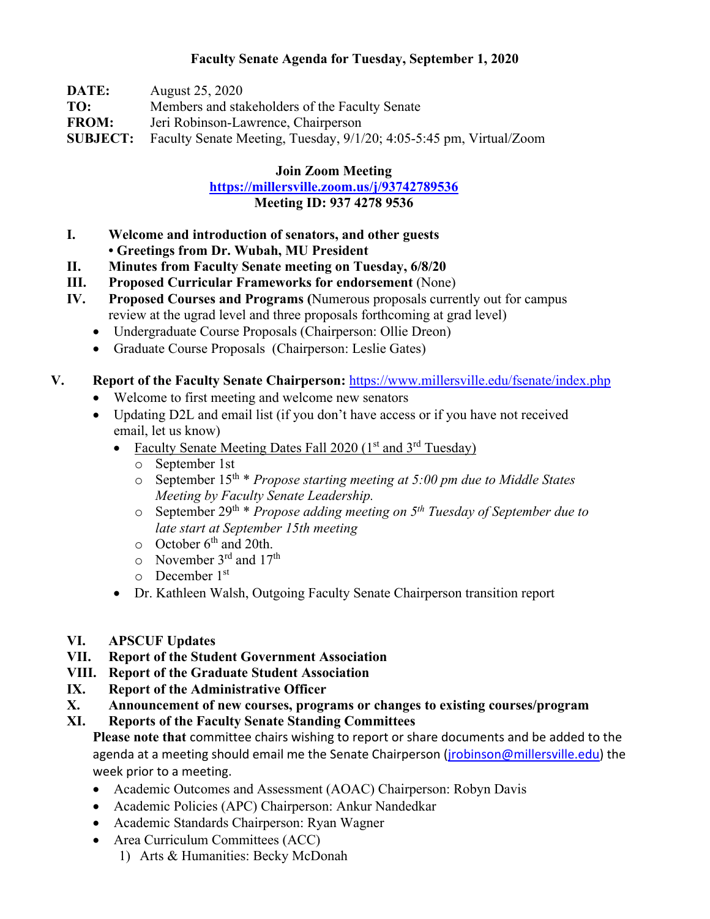**Faculty Senate Agenda for Tuesday, September 1, 2020**

**DATE:** August 25, 2020
**TO:** Members and stakeholders of the Faculty Senate
**FROM:** Jeri Robinson-Lawrence, Chairperson
**SUBJECT:** Faculty Senate Meeting, Tuesday, 9/1/20; 4:05-5:45 pm, Virtual/Zoom

**Join Zoom Meeting**
**https://millersville.zoom.us/j/93742789536**
**Meeting ID: 937 4278 9536**

I. **Welcome and introduction of senators, and other guests**
   **• Greetings from Dr. Wubah, MU President**

II. **Minutes from Faculty Senate meeting on Tuesday, 6/8/20**

III. **Proposed Curricular Frameworks for endorsement** (None)

IV. **Proposed Courses and Programs (**Numerous proposals currently out for campus review at the ugrad level and three proposals forthcoming at grad level)
   - Undergraduate Course Proposals (Chairperson: Ollie Dreon)
   - Graduate Course Proposals (Chairperson: Leslie Gates)

V. **Report of the Faculty Senate Chairperson:** https://www.millersville.edu/fsenate/index.php
   - Welcome to first meeting and welcome new senators
   - Updating D2L and email list (if you don't have access or if you have not received email, let us know)
     - Faculty Senate Meeting Dates Fall 2020 (1st and 3rd Tuesday)
       - September 1st
       - September 15th * *Propose starting meeting at 5:00 pm due to Middle States Meeting by Faculty Senate Leadership.*
       - September 29th * *Propose adding meeting on 5th Tuesday of September due to late start at September 15th meeting*
       - October 6th and 20th.
       - November 3rd and 17th
       - December 1st
     - Dr. Kathleen Walsh, Outgoing Faculty Senate Chairperson transition report

VI. **APSCUF Updates**

VII. **Report of the Student Government Association**

VIII. **Report of the Graduate Student Association**

IX. **Report of the Administrative Officer**

X. **Announcement of new courses, programs or changes to existing courses/program**

XI. **Reports of the Faculty Senate Standing Committees**
   **Please note that** committee chairs wishing to report or share documents and be added to the agenda at a meeting should email me the Senate Chairperson (jrobinson@millersville.edu) the week prior to a meeting.
   - Academic Outcomes and Assessment (AOAC) Chairperson: Robyn Davis
   - Academic Policies (APC) Chairperson: Ankur Nandedkar
   - Academic Standards Chairperson: Ryan Wagner
   - Area Curriculum Committees (ACC)
     1) Arts & Humanities: Becky McDonah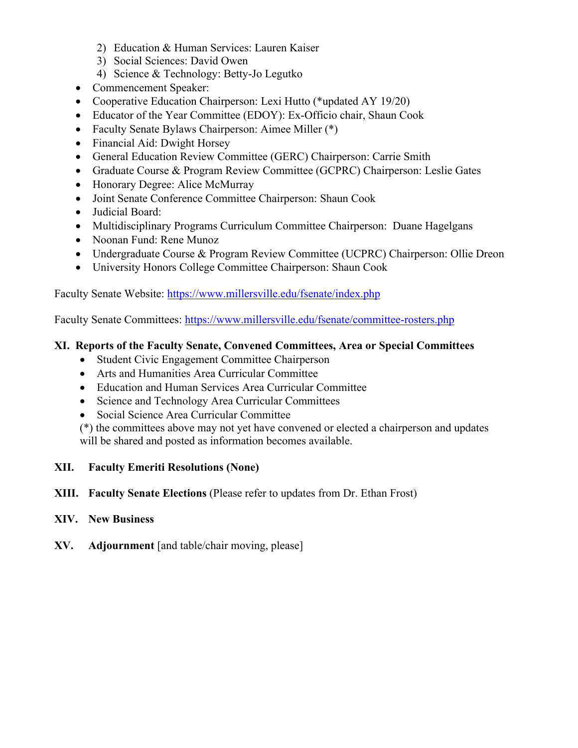2) Education & Human Services: Lauren Kaiser
3) Social Sciences: David Owen
4) Science & Technology: Betty-Jo Legutko

- Commencement Speaker:
- Cooperative Education Chairperson: Lexi Hutto (*updated AY 19/20)
- Educator of the Year Committee (EDOY): Ex-Officio chair, Shaun Cook
- Faculty Senate Bylaws Chairperson: Aimee Miller (*)
- Financial Aid: Dwight Horsey
- General Education Review Committee (GERC) Chairperson: Carrie Smith
- Graduate Course & Program Review Committee (GCPRC) Chairperson: Leslie Gates
- Honorary Degree: Alice McMurray
- Joint Senate Conference Committee Chairperson: Shaun Cook
- Judicial Board:
- Multidisciplinary Programs Curriculum Committee Chairperson: Duane Hagelgans
- Noonan Fund: Rene Munoz
- Undergraduate Course & Program Review Committee (UCPRC) Chairperson: Ollie Dreon
- University Honors College Committee Chairperson: Shaun Cook

Faculty Senate Website: https://www.millersville.edu/fsenate/index.php

Faculty Senate Committees: https://www.millersville.edu/fsenate/committee-rosters.php

**XI. Reports of the Faculty Senate, Convened Committees, Area or Special Committees**

- Student Civic Engagement Committee Chairperson
- Arts and Humanities Area Curricular Committee
- Education and Human Services Area Curricular Committee
- Science and Technology Area Curricular Committees
- Social Science Area Curricular Committee

(*) the committees above may not yet have convened or elected a chairperson and updates will be shared and posted as information becomes available.

**XII. Faculty Emeriti Resolutions (None)**

**XIII. Faculty Senate Elections** (Please refer to updates from Dr. Ethan Frost)

**XIV. New Business**

**XV. Adjournment** [and table/chair moving, please]